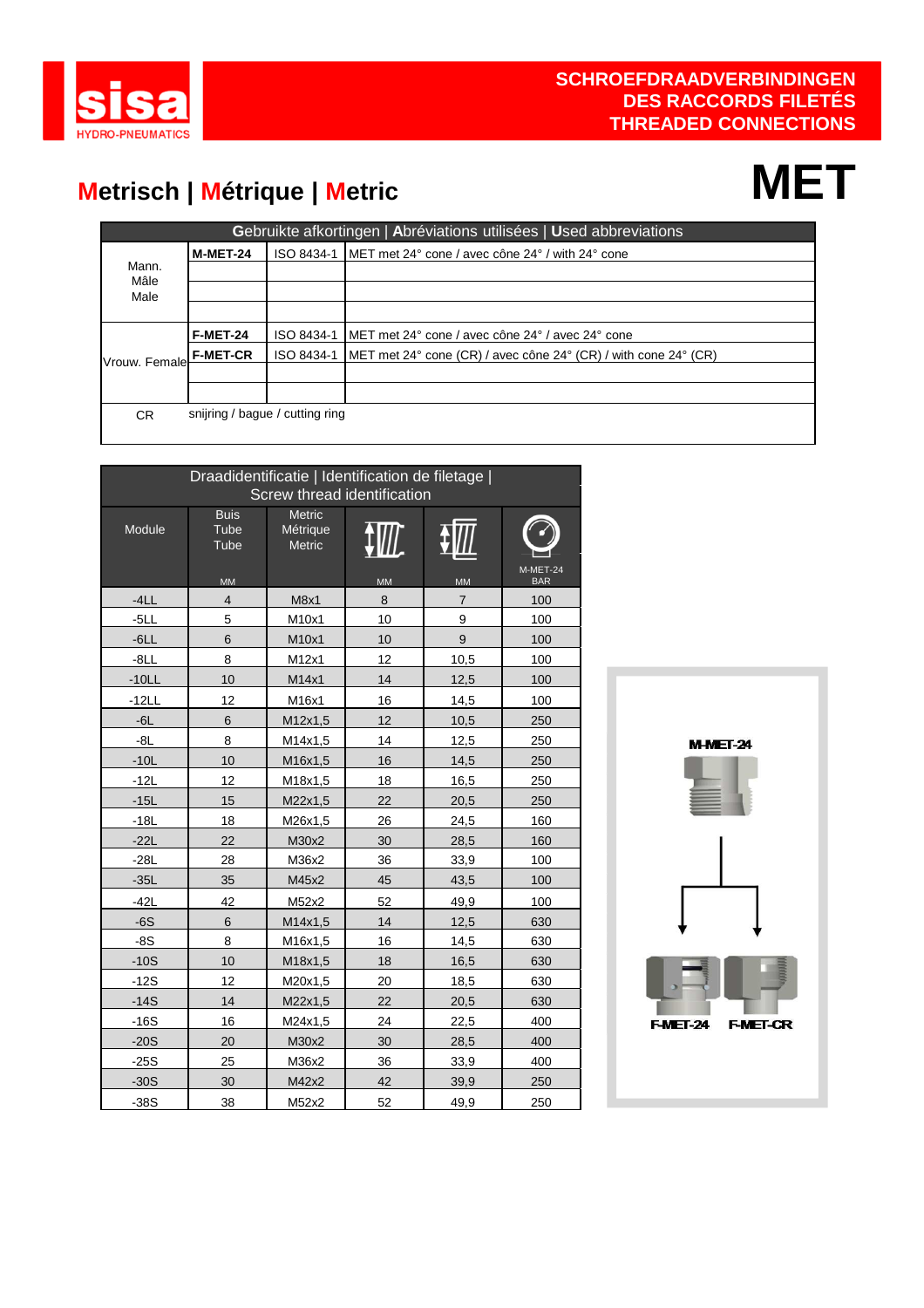# SCHROEFDRAADVERBINDINGEN
# DES RACCORDS FILETÉS
# THREADED CONNECTIONS

## Metrisch | Métrique | Metric

# MET

| Gebruikte afkortingen \| Abréviations utilisées \| Used abbreviations | | | |
|---|---|---|---|
| Mann. Mâle Male | M-MET-24 | ISO 8434-1 | MET met 24° cone / avec cône 24° / with 24° cone |
| | | | |
| | | | |
| | | | |
| Vrouw. Female | F-MET-24 | ISO 8434-1 | MET met 24° cone / avec cône 24° / avec 24° cone |
| | F-MET-CR | ISO 8434-1 | MET met 24° cone (CR) / avec cône 24° (CR) / with cone 24° (CR) |
| | | | |
| | | | |
| CR | snijring / bague / cutting ring | | |

| Draadidentificatie \| Identification de filetage \| Screw thread identification | | | | | |
|---|---|---|---|---|---|
| Module | Buis Tube Tube MM | Metric Métrique Metric | MM | MM | M-MET-24 BAR |
| -4LL | 4 | M8x1 | 8 | 7 | 100 |
| -5LL | 5 | M10x1 | 10 | 9 | 100 |
| -6LL | 6 | M10x1 | 10 | 9 | 100 |
| -8LL | 8 | M12x1 | 12 | 10,5 | 100 |
| -10LL | 10 | M14x1 | 14 | 12,5 | 100 |
| -12LL | 12 | M16x1 | 16 | 14,5 | 100 |
| -6L | 6 | M12x1,5 | 12 | 10,5 | 250 |
| -8L | 8 | M14x1,5 | 14 | 12,5 | 250 |
| -10L | 10 | M16x1,5 | 16 | 14,5 | 250 |
| -12L | 12 | M18x1,5 | 18 | 16,5 | 250 |
| -15L | 15 | M22x1,5 | 22 | 20,5 | 250 |
| -18L | 18 | M26x1,5 | 26 | 24,5 | 160 |
| -22L | 22 | M30x2 | 30 | 28,5 | 160 |
| -28L | 28 | M36x2 | 36 | 33,9 | 100 |
| -35L | 35 | M45x2 | 45 | 43,5 | 100 |
| -42L | 42 | M52x2 | 52 | 49,9 | 100 |
| -6S | 6 | M14x1,5 | 14 | 12,5 | 630 |
| -8S | 8 | M16x1,5 | 16 | 14,5 | 630 |
| -10S | 10 | M18x1,5 | 18 | 16,5 | 630 |
| -12S | 12 | M20x1,5 | 20 | 18,5 | 630 |
| -14S | 14 | M22x1,5 | 22 | 20,5 | 630 |
| -16S | 16 | M24x1,5 | 24 | 22,5 | 400 |
| -20S | 20 | M30x2 | 30 | 28,5 | 400 |
| -25S | 25 | M36x2 | 36 | 33,9 | 400 |
| -30S | 30 | M42x2 | 42 | 39,9 | 250 |
| -38S | 38 | M52x2 | 52 | 49,9 | 250 |

M-MET-24

F-MET-24 F-MET-CR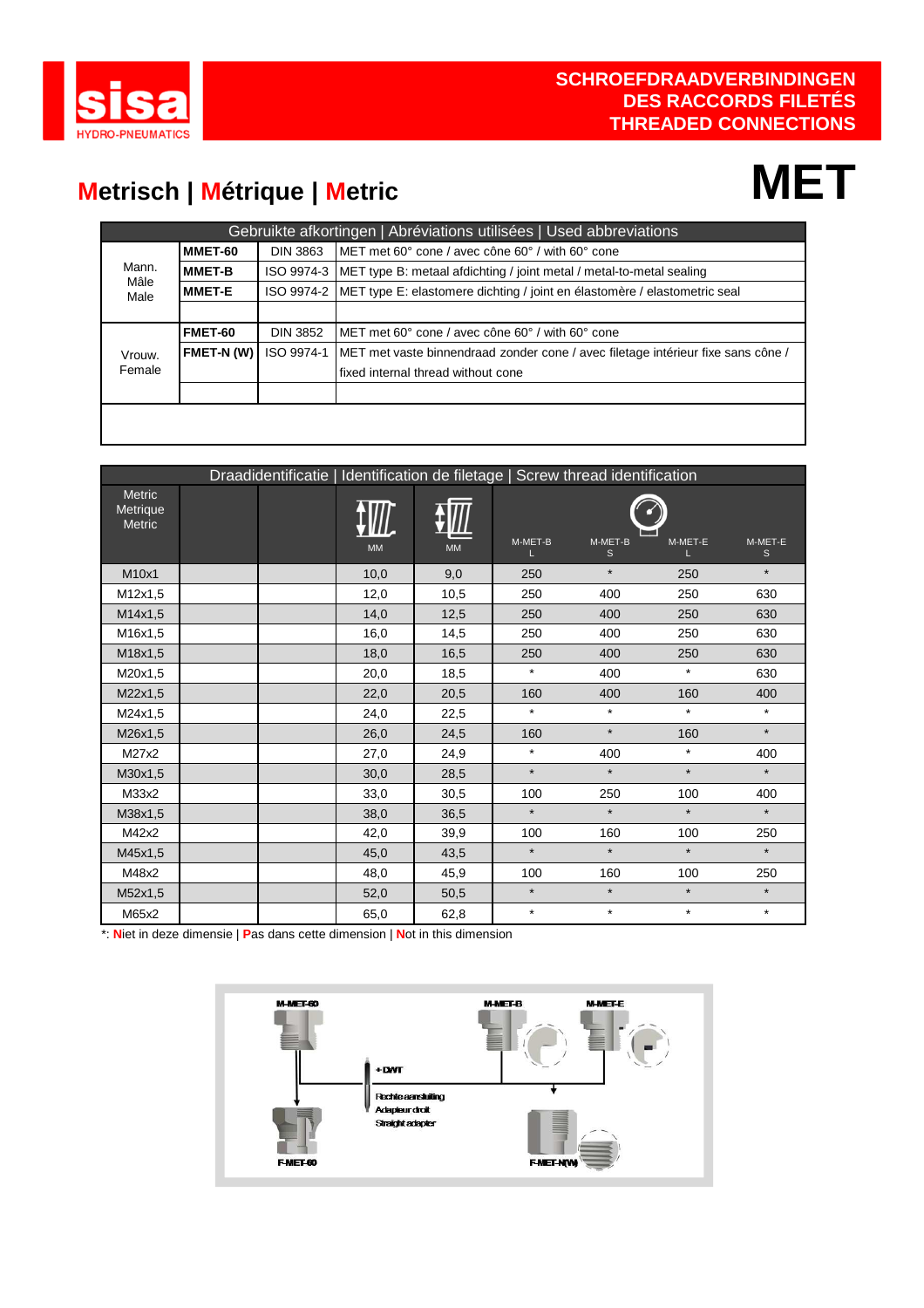SCHROEFDRAADVERBINDINGEN
DES RACCORDS FILETÉS
THREADED CONNECTIONS

# Metrisch | Métrique | Metric

# MET

| Gebruikte afkortingen \| Abréviations utilisées \| Used abbreviations | | | |
|---|---|---|---|
| Mann. Mâle Male | **MMET-60** | DIN 3863 | MET met 60° cone / avec cône 60° / with 60° cone |
| | **MMET-B** | ISO 9974-3 | MET type B: metaal afdichting / joint metal / metal-to-metal sealing |
| | **MMET-E** | ISO 9974-2 | MET type E: elastomere dichting / joint en élastomère / elastometric seal |
| Vrouw. Female | **FMET-60** | DIN 3852 | MET met 60° cone / avec cône 60° / with 60° cone |
| | **FMET-N (W)** | ISO 9974-1 | MET met vaste binnendraad zonder cone / avec filetage intérieur fixe sans cône / fixed internal thread without cone |

| Draadidentificatie \| Identification de filetage \| Screw thread identification | | | | | | | | |
|---|---|---|---|---|---|---|---|---|
| Metric Metrique Metric | | | MM | MM | M-MET-B L | M-MET-B S | M-MET-E L | M-MET-E S |
| M10x1 | | | 10,0 | 9,0 | 250 | * | 250 | * |
| M12x1,5 | | | 12,0 | 10,5 | 250 | 400 | 250 | 630 |
| M14x1,5 | | | 14,0 | 12,5 | 250 | 400 | 250 | 630 |
| M16x1,5 | | | 16,0 | 14,5 | 250 | 400 | 250 | 630 |
| M18x1,5 | | | 18,0 | 16,5 | 250 | 400 | 250 | 630 |
| M20x1,5 | | | 20,0 | 18,5 | * | 400 | * | 630 |
| M22x1,5 | | | 22,0 | 20,5 | 160 | 400 | 160 | 400 |
| M24x1,5 | | | 24,0 | 22,5 | * | * | * | * |
| M26x1,5 | | | 26,0 | 24,5 | 160 | * | 160 | * |
| M27x2 | | | 27,0 | 24,9 | * | 400 | * | 400 |
| M30x1,5 | | | 30,0 | 28,5 | * | * | * | * |
| M33x2 | | | 33,0 | 30,5 | 100 | 250 | 100 | 400 |
| M38x1,5 | | | 38,0 | 36,5 | * | * | * | * |
| M42x2 | | | 42,0 | 39,9 | 100 | 160 | 100 | 250 |
| M45x1,5 | | | 45,0 | 43,5 | * | * | * | * |
| M48x2 | | | 48,0 | 45,9 | 100 | 160 | 100 | 250 |
| M52x1,5 | | | 52,0 | 50,5 | * | * | * | * |
| M65x2 | | | 65,0 | 62,8 | * | * | * | * |

*: **N**iet in deze dimensie | **P**as dans cette dimension | **N**ot in this dimension

M-MET-60 M-MET-B M-MET-E

+ DWT

Rechte aansluiting
Adapteur droit
Straight adapter

F-MET-60 F-MET-N(W)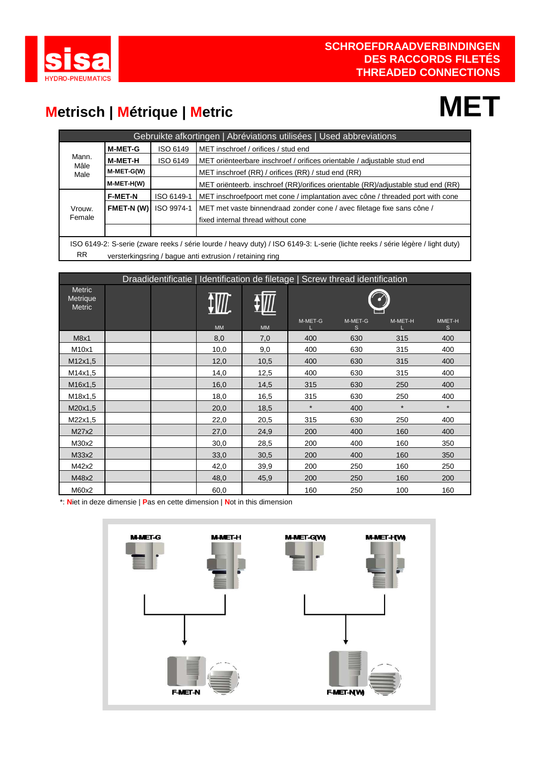# SCHROEFDRAADVERBINDINGEN
# DES RACCORDS FILETÉS
# THREADED CONNECTIONS

## Metrisch | Métrique | Metric

# MET

| Gebruikte afkortingen \| Abréviations utilisées \| Used abbreviations | | | |
|---|---|---|---|
| Mann. Mâle Male | **M-MET-G** | ISO 6149 | MET inschroef / orifices / stud end |
| | **M-MET-H** | ISO 6149 | MET oriënteerbare inschroef / orifices orientable / adjustable stud end |
| | **M-MET-G(W)** | | MET inschroef (RR) / orifices (RR) / stud end (RR) |
| | **M-MET-H(W)** | | MET oriënteerb. inschroef (RR)/orifices orientable (RR)/adjustable stud end (RR) |
| Vrouw. Female | **F-MET-N** | ISO 6149-1 | MET inschroefpoort met cone / implantation avec cône / threaded port with cone |
| | **FMET-N (W)** | ISO 9974-1 | MET met vaste binnendraad zonder cone / avec filetage fixe sans cône / fixed internal thread without cone |
| | | | |

ISO 6149-2: S-serie (zware reeks / série lourde / heavy duty) / ISO 6149-3: L-serie (lichte reeks / série légère / light duty)

RR versterkingsring / bague anti extrusion / retaining ring

| Draadidentificatie \| Identification de filetage \| Screw thread identification | | | | | | | | |
|---|---|---|---|---|---|---|---|---|
| Metric Metrique Metric | | | MM | MM | M-MET-G L | M-MET-G S | M-MET-H L | MMET-H S |
| M8x1 | | | 8,0 | 7,0 | 400 | 630 | 315 | 400 |
| M10x1 | | | 10,0 | 9,0 | 400 | 630 | 315 | 400 |
| M12x1,5 | | | 12,0 | 10,5 | 400 | 630 | 315 | 400 |
| M14x1,5 | | | 14,0 | 12,5 | 400 | 630 | 315 | 400 |
| M16x1,5 | | | 16,0 | 14,5 | 315 | 630 | 250 | 400 |
| M18x1,5 | | | 18,0 | 16,5 | 315 | 630 | 250 | 400 |
| M20x1,5 | | | 20,0 | 18,5 | * | 400 | * | * |
| M22x1,5 | | | 22,0 | 20,5 | 315 | 630 | 250 | 400 |
| M27x2 | | | 27,0 | 24,9 | 200 | 400 | 160 | 400 |
| M30x2 | | | 30,0 | 28,5 | 200 | 400 | 160 | 350 |
| M33x2 | | | 33,0 | 30,5 | 200 | 400 | 160 | 350 |
| M42x2 | | | 42,0 | 39,9 | 200 | 250 | 160 | 250 |
| M48x2 | | | 48,0 | 45,9 | 200 | 250 | 160 | 200 |
| M60x2 | | | 60,0 | | 160 | 250 | 100 | 160 |

*: **N**iet in deze dimensie | **P**as en cette dimension | **N**ot in this dimension

M-MET-G, M-MET-H → F-MET-N

M-MET-G(W), M-MET-H(W) → F-MET-N(W)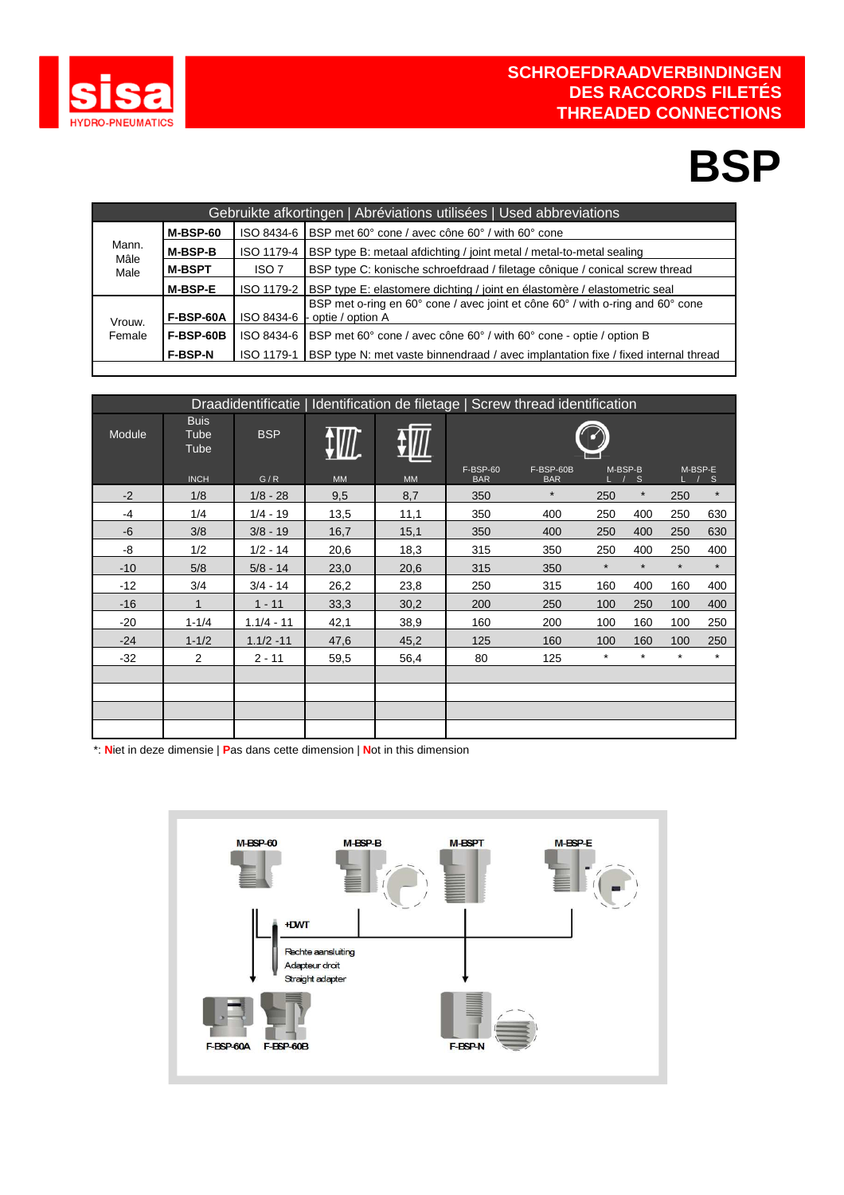# SCHROEFDRAADVERBINDINGEN
# DES RACCORDS FILETÉS
# THREADED CONNECTIONS

# BSP

| Gebruikte afkortingen \| Abréviations utilisées \| Used abbreviations | | | |
|---|---|---|---|
| Mann. Mâle Male | **M-BSP-60** | ISO 8434-6 | BSP met 60° cone / avec cône 60° / with 60° cone |
| | **M-BSP-B** | ISO 1179-4 | BSP type B: metaal afdichting / joint metal / metal-to-metal sealing |
| | **M-BSPT** | ISO 7 | BSP type C: konische schroefdraad / filetage cônique / conical screw thread |
| | **M-BSP-E** | ISO 1179-2 | BSP type E: elastomere dichting / joint en élastomère / elastometric seal |
| Vrouw. Female | **F-BSP-60A** | ISO 8434-6 | BSP met o-ring en 60° cone / avec joint et cône 60° / with o-ring and 60° cone - optie / option A |
| | **F-BSP-60B** | ISO 8434-6 | BSP met 60° cone / avec cône 60° / with 60° cone - optie / option B |
| | **F-BSP-N** | ISO 1179-1 | BSP type N: met vaste binnendraad / avec implantation fixe / fixed internal thread |

| Draadidentificatie \| Identification de filetage \| Screw thread identification | | | | | | | | | | |
|---|---|---|---|---|---|---|---|---|---|---|
| Module | Buis Tube Tube | BSP | | | | | | | | |
| | INCH | G / R | MM | MM | F-BSP-60 BAR | F-BSP-60B BAR | M-BSP-B L | M-BSP-B S | M-BSP-E L | M-BSP-E S |
| -2 | 1/8 | 1/8 - 28 | 9,5 | 8,7 | 350 | * | 250 | * | 250 | * |
| -4 | 1/4 | 1/4 - 19 | 13,5 | 11,1 | 350 | 400 | 250 | 400 | 250 | 630 |
| -6 | 3/8 | 3/8 - 19 | 16,7 | 15,1 | 350 | 400 | 250 | 400 | 250 | 630 |
| -8 | 1/2 | 1/2 - 14 | 20,6 | 18,3 | 315 | 350 | 250 | 400 | 250 | 400 |
| -10 | 5/8 | 5/8 - 14 | 23,0 | 20,6 | 315 | 350 | * | * | * | * |
| -12 | 3/4 | 3/4 - 14 | 26,2 | 23,8 | 250 | 315 | 160 | 400 | 160 | 400 |
| -16 | 1 | 1 - 11 | 33,3 | 30,2 | 200 | 250 | 100 | 250 | 100 | 400 |
| -20 | 1-1/4 | 1.1/4 - 11 | 42,1 | 38,9 | 160 | 200 | 100 | 160 | 100 | 250 |
| -24 | 1-1/2 | 1.1/2 -11 | 47,6 | 45,2 | 125 | 160 | 100 | 160 | 100 | 250 |
| -32 | 2 | 2 - 11 | 59,5 | 56,4 | 80 | 125 | * | * | * | * |

*: **N**iet in deze dimensie | **P**as dans cette dimension | **N**ot in this dimension

M-BSP-60 M-BSP-B M-BSPT M-BSP-E

+DWT

Rechte aansluiting
Adapteur droit
Straight adapter

F-BSP-60A F-BSP-60B F-BSP-N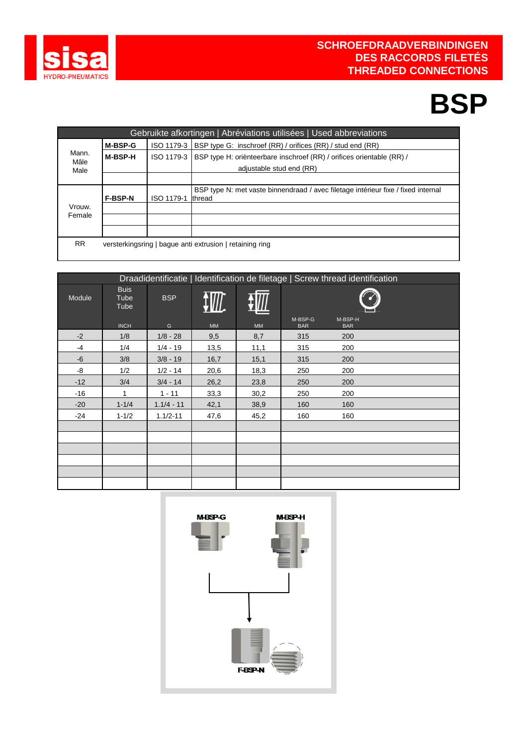# SCHROEFDRAADVERBINDINGEN
# DES RACCORDS FILETÉS
# THREADED CONNECTIONS

# BSP

| Gebruikte afkortingen \| Abréviations utilisées \| Used abbreviations | | | |
|---|---|---|---|
| Mann. Mâle Male | **M-BSP-G** | ISO 1179-3 | BSP type G: inschroef (RR) / orifices (RR) / stud end (RR) |
| | **M-BSP-H** | ISO 1179-3 | BSP type H: oriënteerbare inschroef (RR) / orifices orientable (RR) / adjustable stud end (RR) |
| | | | |
| Vrouw. Female | **F-BSP-N** | ISO 1179-1 | BSP type N: met vaste binnendraad / avec filetage intérieur fixe / fixed internal thread |
| | | | |
| | | | |
| | | | |
| RR | versterkingsring \| bague anti extrusion \| retaining ring | | |

| Draadidentificatie \| Identification de filetage \| Screw thread identification | | | | | | |
|---|---|---|---|---|---|---|
| Module | Buis Tube Tube INCH | BSP G | MM | MM | M-BSP-G BAR | M-BSP-H BAR |
| -2 | 1/8 | 1/8 - 28 | 9,5 | 8,7 | 315 | 200 |
| -4 | 1/4 | 1/4 - 19 | 13,5 | 11,1 | 315 | 200 |
| -6 | 3/8 | 3/8 - 19 | 16,7 | 15,1 | 315 | 200 |
| -8 | 1/2 | 1/2 - 14 | 20,6 | 18,3 | 250 | 200 |
| -12 | 3/4 | 3/4 - 14 | 26,2 | 23,8 | 250 | 200 |
| -16 | 1 | 1 - 11 | 33,3 | 30,2 | 250 | 200 |
| -20 | 1-1/4 | 1.1/4 - 11 | 42,1 | 38,9 | 160 | 160 |
| -24 | 1-1/2 | 1.1/2-11 | 47,6 | 45,2 | 160 | 160 |

M-BSP-G

M-BSP-H

F-BSP-N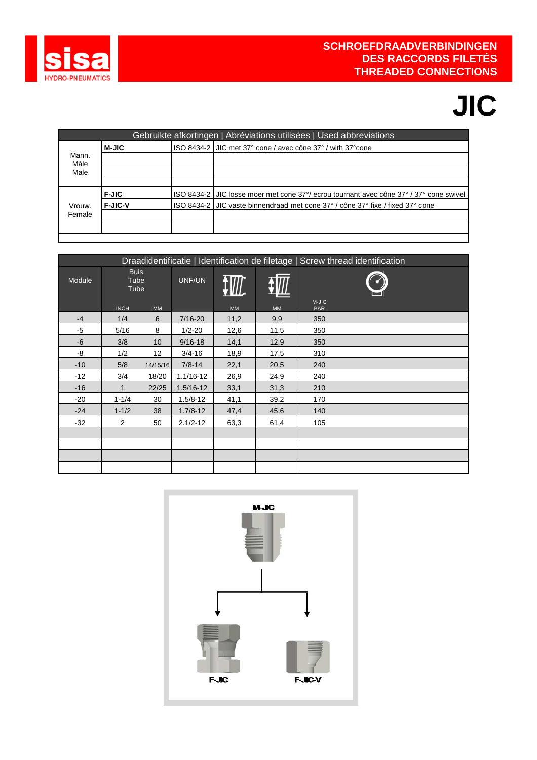# SCHROEFDRAADVERBINDINGEN
# DES RACCORDS FILETÉS
# THREADED CONNECTIONS

# JIC

| Gebruikte afkortingen \| Abréviations utilisées \| Used abbreviations | | | |
|---|---|---|---|
| Mann. Mâle Male | **M-JIC** | ISO 8434-2 | JIC met 37° cone / avec cône 37° / with 37°cone |
| | | | |
| | | | |
| | | | |
| Vrouw. Female | **F-JIC** | ISO 8434-2 | JIC losse moer met cone 37°/ ecrou tournant avec cône 37° / 37° cone swivel |
| | **F-JIC-V** | ISO 8434-2 | JIC vaste binnendraad met cone 37° / cône 37° fixe / fixed 37° cone |
| | | | |
| | | | |

| Draadidentificatie \| Identification de filetage \| Screw thread identification | | | | | | |
|---|---|---|---|---|---|---|
| Module | Buis Tube Tube | | UNF/UN | | | |
| | INCH | MM | | MM | MM | M-JIC BAR |
| -4 | 1/4 | 6 | 7/16-20 | 11,2 | 9,9 | 350 |
| -5 | 5/16 | 8 | 1/2-20 | 12,6 | 11,5 | 350 |
| -6 | 3/8 | 10 | 9/16-18 | 14,1 | 12,9 | 350 |
| -8 | 1/2 | 12 | 3/4-16 | 18,9 | 17,5 | 310 |
| -10 | 5/8 | 14/15/16 | 7/8-14 | 22,1 | 20,5 | 240 |
| -12 | 3/4 | 18/20 | 1.1/16-12 | 26,9 | 24,9 | 240 |
| -16 | 1 | 22/25 | 1.5/16-12 | 33,1 | 31,3 | 210 |
| -20 | 1-1/4 | 30 | 1.5/8-12 | 41,1 | 39,2 | 170 |
| -24 | 1-1/2 | 38 | 1.7/8-12 | 47,4 | 45,6 | 140 |
| -32 | 2 | 50 | 2.1/2-12 | 63,3 | 61,4 | 105 |

M-JIC

F-JIC

F-JIC-V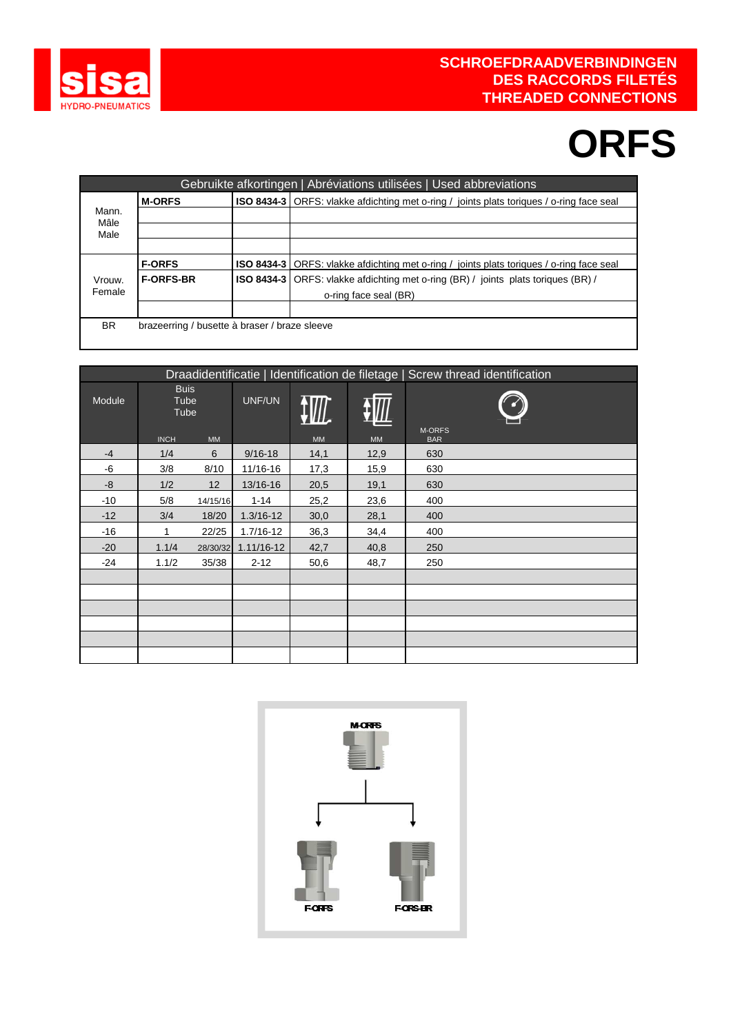# SCHROEFDRAADVERBINDINGEN
# DES RACCORDS FILETÉS
# THREADED CONNECTIONS

# ORFS

| Gebruikte afkortingen \| Abréviations utilisées \| Used abbreviations | | | |
|---|---|---|---|
| Mann. Mâle Male | **M-ORFS** | **ISO 8434-3** | ORFS: vlakke afdichting met o-ring / joints plats toriques / o-ring face seal |
| Vrouw. Female | **F-ORFS** | **ISO 8434-3** | ORFS: vlakke afdichting met o-ring / joints plats toriques / o-ring face seal |
| | **F-ORFS-BR** | **ISO 8434-3** | ORFS: vlakke afdichting met o-ring (BR) / joints plats toriques (BR) / o-ring face seal (BR) |
| BR | brazeerring / busette à braser / braze sleeve | | |

| Draadidentificatie \| Identification de filetage \| Screw thread identification | | | | | | |
|---|---|---|---|---|---|---|
| Module | Buis Tube Tube | | UNF/UN | | | M-ORFS |
| | INCH | MM | | MM | MM | BAR |
| -4 | 1/4 | 6 | 9/16-18 | 14,1 | 12,9 | 630 |
| -6 | 3/8 | 8/10 | 11/16-16 | 17,3 | 15,9 | 630 |
| -8 | 1/2 | 12 | 13/16-16 | 20,5 | 19,1 | 630 |
| -10 | 5/8 | 14/15/16 | 1-14 | 25,2 | 23,6 | 400 |
| -12 | 3/4 | 18/20 | 1.3/16-12 | 30,0 | 28,1 | 400 |
| -16 | 1 | 22/25 | 1.7/16-12 | 36,3 | 34,4 | 400 |
| -20 | 1.1/4 | 28/30/32 | 1.11/16-12 | 42,7 | 40,8 | 250 |
| -24 | 1.1/2 | 35/38 | 2-12 | 50,6 | 48,7 | 250 |

M-ORFS

F-ORFS F-ORFS-BR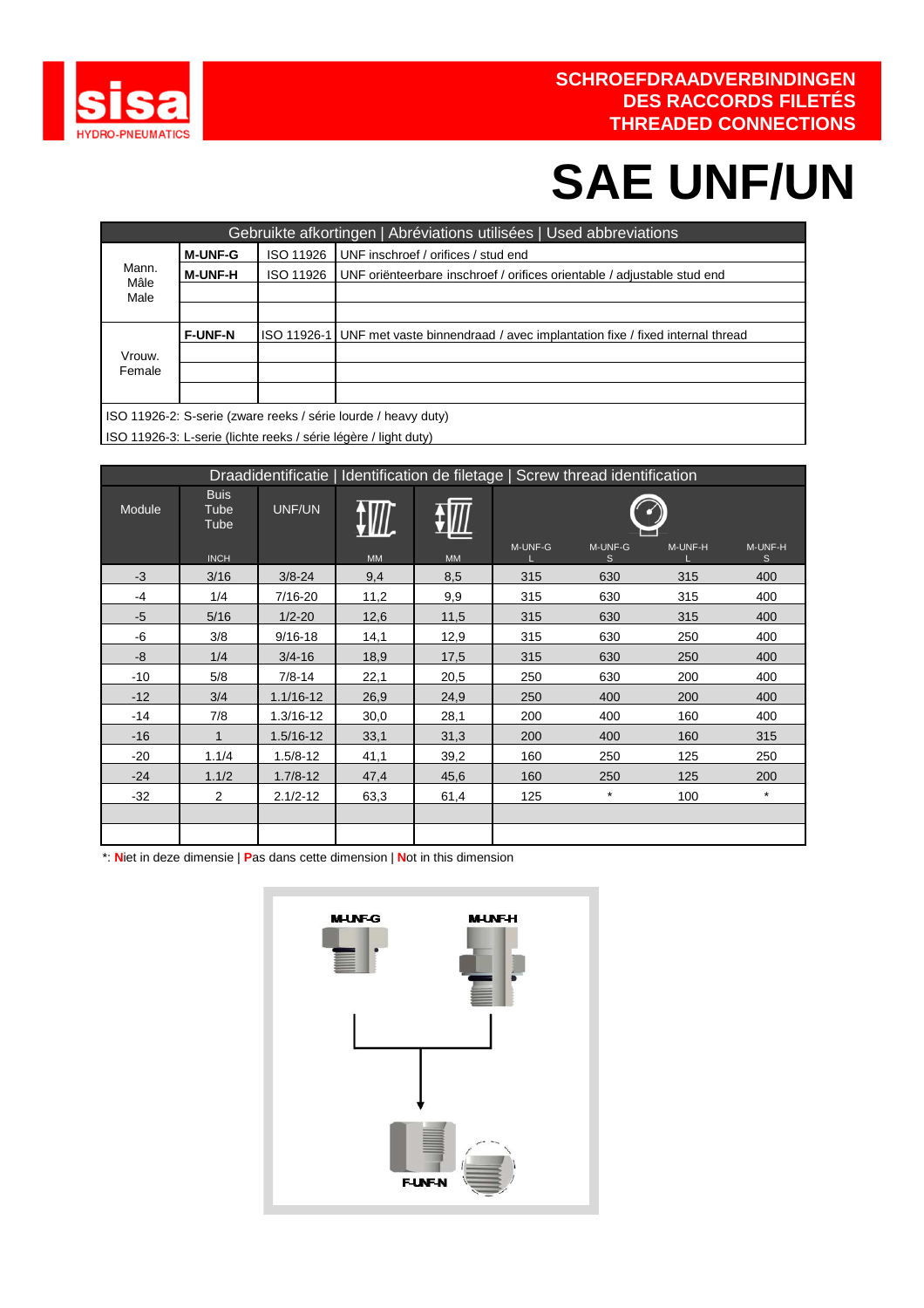**SCHROEFDRAADVERBINDINGEN**
**DES RACCORDS FILETÉS**
**THREADED CONNECTIONS**

# SAE UNF/UN

| Gebruikte afkortingen \| Abréviations utilisées \| Used abbreviations | | | |
|---|---|---|---|
| Mann. Mâle Male | **M-UNF-G** | ISO 11926 | UNF inschroef / orifices / stud end |
| | **M-UNF-H** | ISO 11926 | UNF oriënteerbare inschroef / orifices orientable / adjustable stud end |
| | | | |
| | | | |
| Vrouw. Female | **F-UNF-N** | ISO 11926-1 | UNF met vaste binnendraad / avec implantation fixe / fixed internal thread |
| | | | |
| | | | |
| | | | |

ISO 11926-2: S-serie (zware reeks / série lourde / heavy duty)

ISO 11926-3: L-serie (lichte reeks / série légère / light duty)

| Draadidentificatie \| Identification de filetage \| Screw thread identification | | | | | | | | |
|---|---|---|---|---|---|---|---|---|
| Module | Buis Tube Tube INCH | UNF/UN | MM | MM | M-UNF-G L | M-UNF-G S | M-UNF-H L | M-UNF-H S |
| -3 | 3/16 | 3/8-24 | 9,4 | 8,5 | 315 | 630 | 315 | 400 |
| -4 | 1/4 | 7/16-20 | 11,2 | 9,9 | 315 | 630 | 315 | 400 |
| -5 | 5/16 | 1/2-20 | 12,6 | 11,5 | 315 | 630 | 315 | 400 |
| -6 | 3/8 | 9/16-18 | 14,1 | 12,9 | 315 | 630 | 250 | 400 |
| -8 | 1/4 | 3/4-16 | 18,9 | 17,5 | 315 | 630 | 250 | 400 |
| -10 | 5/8 | 7/8-14 | 22,1 | 20,5 | 250 | 630 | 200 | 400 |
| -12 | 3/4 | 1.1/16-12 | 26,9 | 24,9 | 250 | 400 | 200 | 400 |
| -14 | 7/8 | 1.3/16-12 | 30,0 | 28,1 | 200 | 400 | 160 | 400 |
| -16 | 1 | 1.5/16-12 | 33,1 | 31,3 | 200 | 400 | 160 | 315 |
| -20 | 1.1/4 | 1.5/8-12 | 41,1 | 39,2 | 160 | 250 | 125 | 250 |
| -24 | 1.1/2 | 1.7/8-12 | 47,4 | 45,6 | 160 | 250 | 125 | 200 |
| -32 | 2 | 2.1/2-12 | 63,3 | 61,4 | 125 | * | 100 | * |
| | | | | | | | | |
| | | | | | | | | |

*: **N**iet in deze dimensie | **P**as dans cette dimension | **N**ot in this dimension

M-UNF-G M-UNF-H

F-UNF-N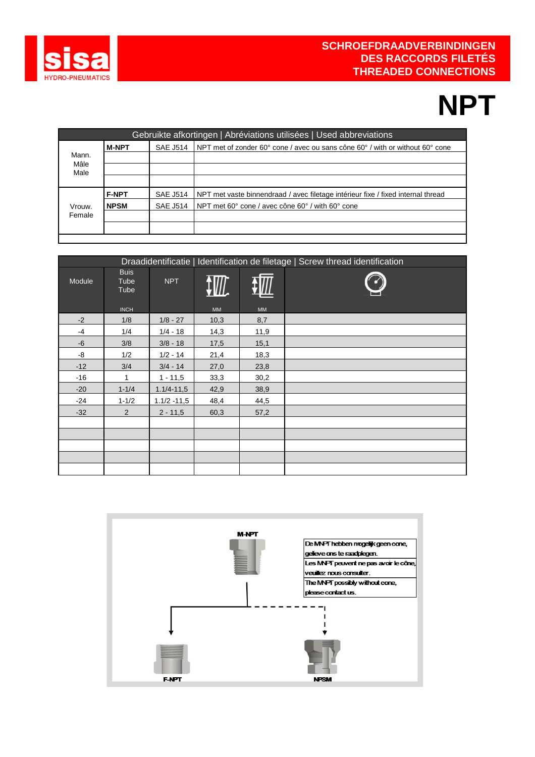**SCHROEFDRAADVERBINDINGEN**
**DES RACCORDS FILETÉS**
**THREADED CONNECTIONS**

# NPT

| Gebruikte afkortingen \| Abréviations utilisées \| Used abbreviations | | | |
|---|---|---|---|
| Mann. Mâle Male | **M-NPT** | SAE J514 | NPT met of zonder 60° cone / avec ou sans cône 60° / with or without 60° cone |
| | | | |
| | | | |
| | | | |
| Vrouw. Female | **F-NPT** | SAE J514 | NPT met vaste binnendraad / avec filetage intérieur fixe / fixed internal thread |
| | **NPSM** | SAE J514 | NPT met 60° cone / avec cône 60° / with 60° cone |
| | | | |
| | | | |

| Draadidentificatie \| Identification de filetage \| Screw thread identification | | | | | |
|---|---|---|---|---|---|
| Module | Buis Tube Tube INCH | NPT | MM | MM | |
| -2 | 1/8 | 1/8 - 27 | 10,3 | 8,7 | |
| -4 | 1/4 | 1/4 - 18 | 14,3 | 11,9 | |
| -6 | 3/8 | 3/8 - 18 | 17,5 | 15,1 | |
| -8 | 1/2 | 1/2 - 14 | 21,4 | 18,3 | |
| -12 | 3/4 | 3/4 - 14 | 27,0 | 23,8 | |
| -16 | 1 | 1 - 11,5 | 33,3 | 30,2 | |
| -20 | 1-1/4 | 1.1/4-11,5 | 42,9 | 38,9 | |
| -24 | 1-1/2 | 1.1/2 -11,5 | 48,4 | 44,5 | |
| -32 | 2 | 2 - 11,5 | 60,3 | 57,2 | |

M-NPT

De MNPT hebben mogelijk geen cone, gelieve ons te raadplegen.
Les MNPT peuvent ne pas avoir le cône, veuillez nous consulter.
The MNPT possibly without cone, please contact us.

F-NPT

NPSM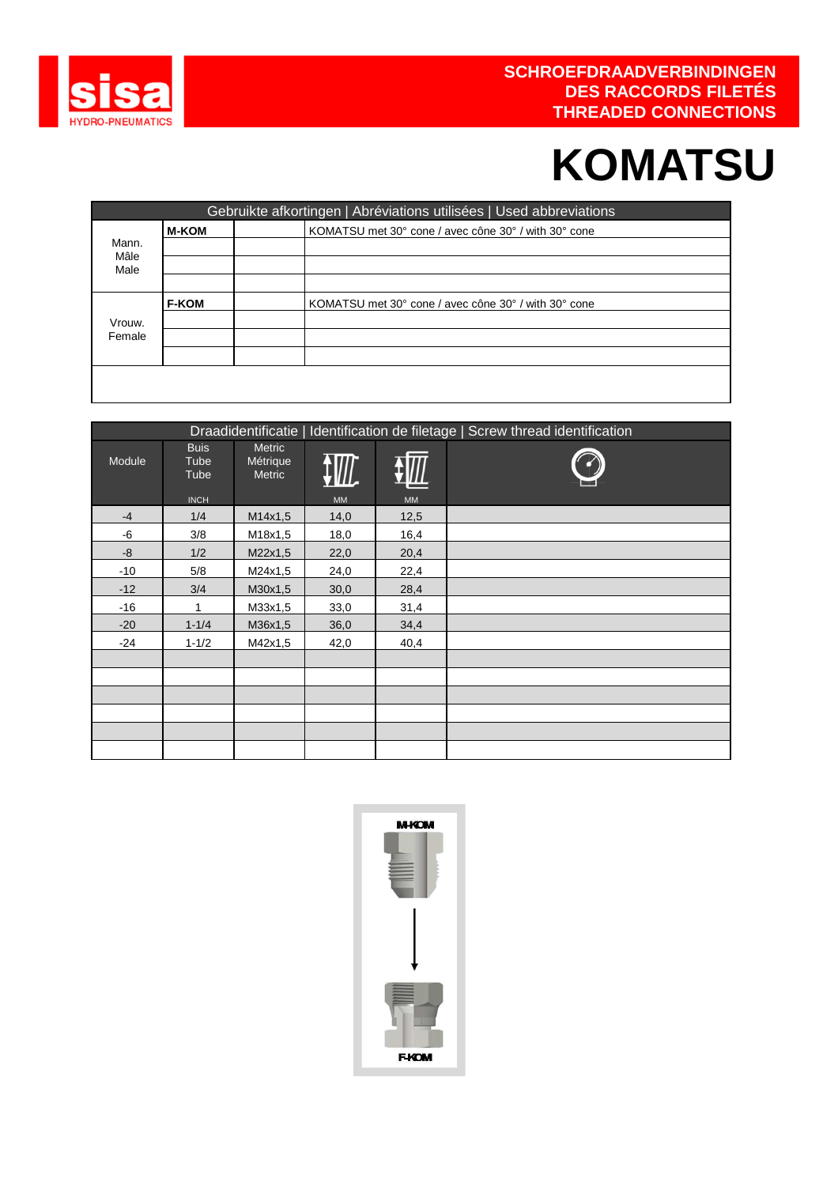# SCHROEFDRAADVERBINDINGEN
# DES RACCORDS FILETÉS
# THREADED CONNECTIONS

# KOMATSU

| Gebruikte afkortingen \| Abréviations utilisées \| Used abbreviations | | | |
|---|---|---|---|
| Mann. Mâle Male | **M-KOM** | | KOMATSU met 30° cone / avec cône 30° / with 30° cone |
| Vrouw. Female | **F-KOM** | | KOMATSU met 30° cone / avec cône 30° / with 30° cone |

| Draadidentificatie \| Identification de filetage \| Screw thread identification | | | | | |
|---|---|---|---|---|---|
| Module | Buis Tube Tube INCH | Metric Métrique Metric | MM | MM | |
| -4 | 1/4 | M14x1,5 | 14,0 | 12,5 | |
| -6 | 3/8 | M18x1,5 | 18,0 | 16,4 | |
| -8 | 1/2 | M22x1,5 | 22,0 | 20,4 | |
| -10 | 5/8 | M24x1,5 | 24,0 | 22,4 | |
| -12 | 3/4 | M30x1,5 | 30,0 | 28,4 | |
| -16 | 1 | M33x1,5 | 33,0 | 31,4 | |
| -20 | 1-1/4 | M36x1,5 | 36,0 | 34,4 | |
| -24 | 1-1/2 | M42x1,5 | 42,0 | 40,4 | |

M-KOM

F-KOM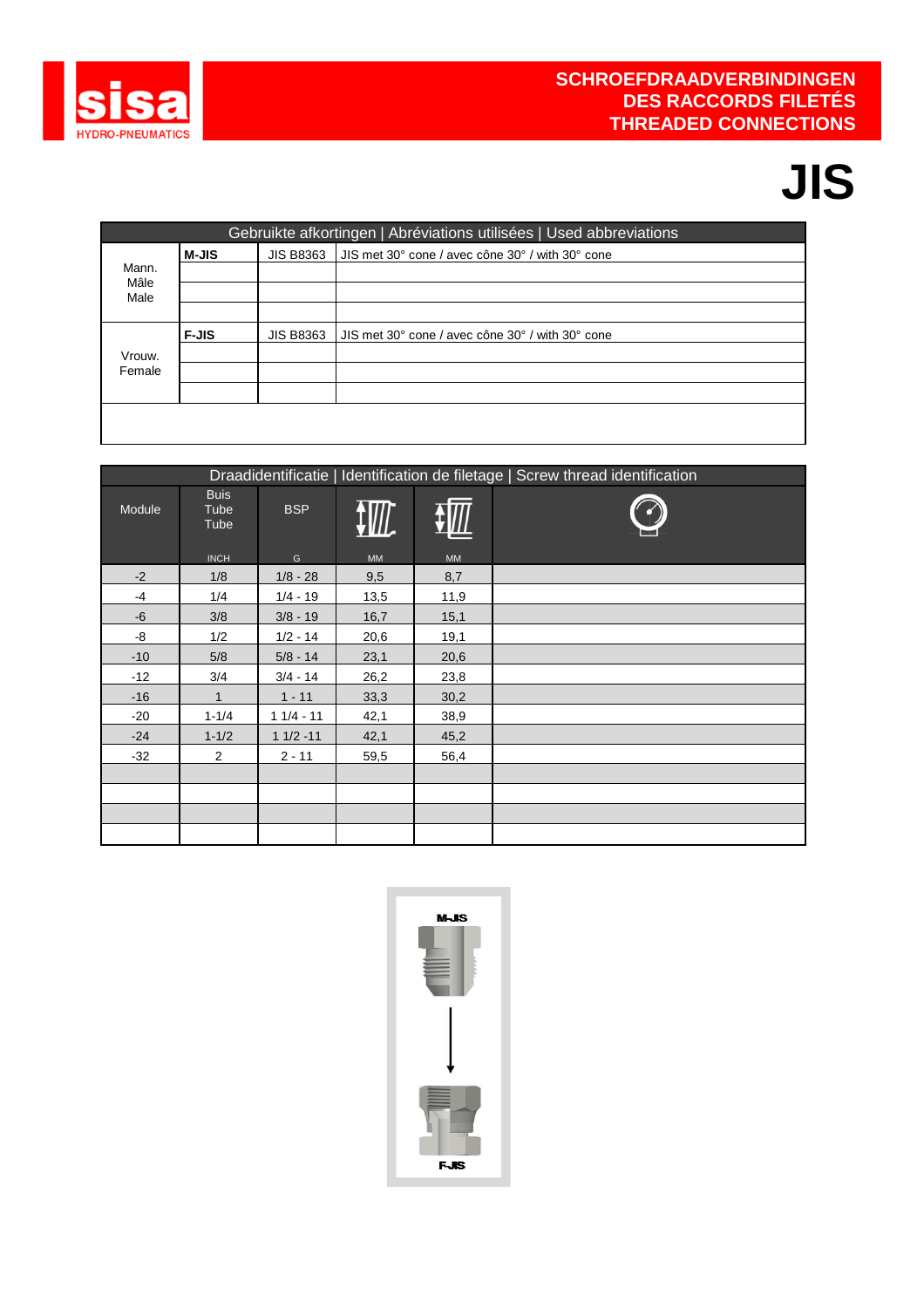**SCHROEFDRAADVERBINDINGEN**
**DES RACCORDS FILETÉS**
**THREADED CONNECTIONS**

# JIS

| Gebruikte afkortingen \| Abréviations utilisées \| Used abbreviations | | | |
|---|---|---|---|
| Mann. Mâle Male | **M-JIS** | JIS B8363 | JIS met 30° cone / avec cône 30° / with 30° cone |
| | | | |
| | | | |
| | | | |
| Vrouw. Female | **F-JIS** | JIS B8363 | JIS met 30° cone / avec cône 30° / with 30° cone |
| | | | |
| | | | |
| | | | |

| Draadidentificatie \| Identification de filetage \| Screw thread identification | | | | | |
|---|---|---|---|---|---|
| Module | Buis Tube Tube INCH | BSP G | MM | MM | |
| -2 | 1/8 | 1/8 - 28 | 9,5 | 8,7 | |
| -4 | 1/4 | 1/4 - 19 | 13,5 | 11,9 | |
| -6 | 3/8 | 3/8 - 19 | 16,7 | 15,1 | |
| -8 | 1/2 | 1/2 - 14 | 20,6 | 19,1 | |
| -10 | 5/8 | 5/8 - 14 | 23,1 | 20,6 | |
| -12 | 3/4 | 3/4 - 14 | 26,2 | 23,8 | |
| -16 | 1 | 1 - 11 | 33,3 | 30,2 | |
| -20 | 1-1/4 | 1 1/4 - 11 | 42,1 | 38,9 | |
| -24 | 1-1/2 | 1 1/2 -11 | 42,1 | 45,2 | |
| -32 | 2 | 2 - 11 | 59,5 | 56,4 | |
| | | | | | |
| | | | | | |
| | | | | | |
| | | | | | |

M-JIS

F-JIS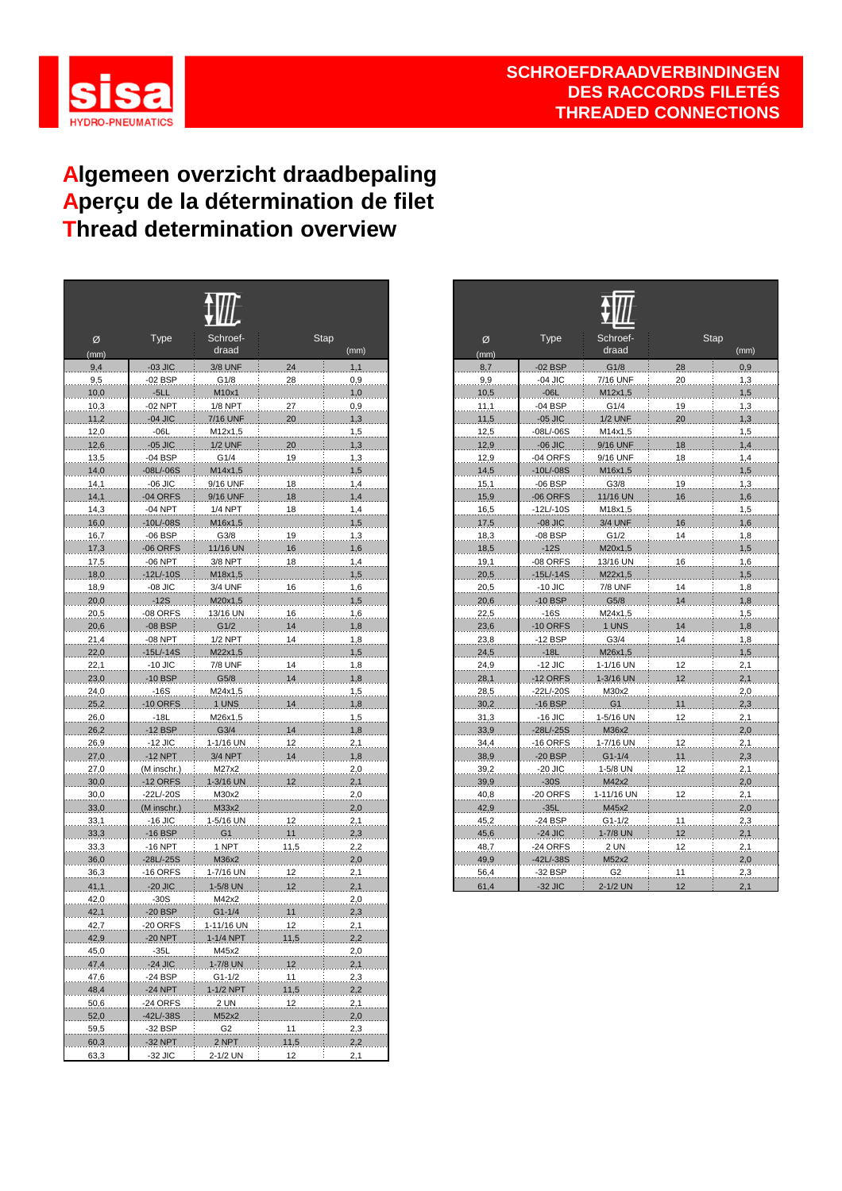# SCHROEFDRAADVERBINDINGEN
# DES RACCORDS FILETÉS
# THREADED CONNECTIONS

## Algemeen overzicht draadbepaling
## Aperçu de la détermination de filet
## Thread determination overview

| Ø (mm) | Type | Schroef-draad | Stap | (mm) |
|---|---|---|---|---|
| 9,4 | -03 JIC | 3/8 UNF | 24 | 1,1 |
| 9,5 | -02 BSP | G1/8 | 28 | 0,9 |
| 10,0 | -5LL | M10x1 | | 1,0 |
| 10,3 | -02 NPT | 1/8 NPT | 27 | 0,9 |
| 11,2 | -04 JIC | 7/16 UNF | 20 | 1,3 |
| 12,0 | -06L | M12x1,5 | | 1,5 |
| 12,6 | -05 JIC | 1/2 UNF | 20 | 1,3 |
| 13,5 | -04 BSP | G1/4 | 19 | 1,3 |
| 14,0 | -08L/-06S | M14x1,5 | | 1,5 |
| 14,1 | -06 JIC | 9/16 UNF | 18 | 1,4 |
| 14,1 | -04 ORFS | 9/16 UNF | 18 | 1,4 |
| 14,3 | -04 NPT | 1/4 NPT | 18 | 1,4 |
| 16,0 | -10L/-08S | M16x1,5 | | 1,5 |
| 16,7 | -06 BSP | G3/8 | 19 | 1,3 |
| 17,3 | -06 ORFS | 11/16 UN | 16 | 1,6 |
| 17,5 | -06 NPT | 3/8 NPT | 18 | 1,4 |
| 18,0 | -12L/-10S | M18x1,5 | | 1,5 |
| 18,9 | -08 JIC | 3/4 UNF | 16 | 1,6 |
| 20,0 | -12S | M20x1,5 | | 1,5 |
| 20,5 | -08 ORFS | 13/16 UN | 16 | 1,6 |
| 20,6 | -08 BSP | G1/2 | 14 | 1,8 |
| 21,4 | -08 NPT | 1/2 NPT | 14 | 1,8 |
| 22,0 | -15L/-14S | M22x1,5 | | 1,5 |
| 22,1 | -10 JIC | 7/8 UNF | 14 | 1,8 |
| 23,0 | -10 BSP | G5/8 | 14 | 1,8 |
| 24,0 | -16S | M24x1,5 | | 1,5 |
| 25,2 | -10 ORFS | 1 UNS | 14 | 1,8 |
| 26,0 | -18L | M26x1,5 | | 1,5 |
| 26,2 | -12 BSP | G3/4 | 14 | 1,8 |
| 26,9 | -12 JIC | 1-1/16 UN | 12 | 2,1 |
| 27,0 | -12 NPT | 3/4 NPT | 14 | 1,8 |
| 27,0 | (M inschr.) | M27x2 | | 2,0 |
| 30,0 | -12 ORFS | 1-3/16 UN | 12 | 2,1 |
| 30,0 | -22L/-20S | M30x2 | | 2,0 |
| 33,0 | (M inschr.) | M33x2 | | 2,0 |
| 33,1 | -16 JIC | 1-5/16 UN | 12 | 2,1 |
| 33,3 | -16 BSP | G1 | 11 | 2,3 |
| 33,3 | -16 NPT | 1 NPT | 11,5 | 2,2 |
| 36,0 | -28L/-25S | M36x2 | | 2,0 |
| 36,3 | -16 ORFS | 1-7/16 UN | 12 | 2,1 |
| 41,1 | -20 JIC | 1-5/8 UN | 12 | 2,1 |
| 42,0 | -30S | M42x2 | | 2,0 |
| 42,1 | -20 BSP | G1-1/4 | 11 | 2,3 |
| 42,7 | -20 ORFS | 1-11/16 UN | 12 | 2,1 |
| 42,9 | -20 NPT | 1-1/4 NPT | 11,5 | 2,2 |
| 45,0 | -35L | M45x2 | | 2,0 |
| 47,4 | -24 JIC | 1-7/8 UN | 12 | 2,1 |
| 47,6 | -24 BSP | G1-1/2 | 11 | 2,3 |
| 48,4 | -24 NPT | 1-1/2 NPT | 11,5 | 2,2 |
| 50,6 | -24 ORFS | 2 UN | 12 | 2,1 |
| 52,0 | -42L/-38S | M52x2 | | 2,0 |
| 59,5 | -32 BSP | G2 | 11 | 2,3 |
| 60,3 | -32 NPT | 2 NPT | 11,5 | 2,2 |
| 63,3 | -32 JIC | 2-1/2 UN | 12 | 2,1 |

| Ø (mm) | Type | Schroef-draad | Stap | (mm) |
|---|---|---|---|---|
| 8,7 | -02 BSP | G1/8 | 28 | 0,9 |
| 9,9 | -04 JIC | 7/16 UNF | 20 | 1,3 |
| 10,5 | -06L | M12x1,5 | | 1,5 |
| 11,1 | -04 BSP | G1/4 | 19 | 1,3 |
| 11,5 | -05 JIC | 1/2 UNF | 20 | 1,3 |
| 12,5 | -08L/-06S | M14x1,5 | | 1,5 |
| 12,9 | -06 JIC | 9/16 UNF | 18 | 1,4 |
| 12,9 | -04 ORFS | 9/16 UNF | 18 | 1,4 |
| 14,5 | -10L/-08S | M16x1,5 | | 1,5 |
| 15,1 | -06 BSP | G3/8 | 19 | 1,3 |
| 15,9 | -06 ORFS | 11/16 UN | 16 | 1,6 |
| 16,5 | -12L/-10S | M18x1,5 | | 1,5 |
| 17,5 | -08 JIC | 3/4 UNF | 16 | 1,6 |
| 18,3 | -08 BSP | G1/2 | 14 | 1,8 |
| 18,5 | -12S | M20x1,5 | | 1,5 |
| 19,1 | -08 ORFS | 13/16 UN | 16 | 1,6 |
| 20,5 | -15L/-14S | M22x1,5 | | 1,5 |
| 20,5 | -10 JIC | 7/8 UNF | 14 | 1,8 |
| 20,6 | -10 BSP | G5/8 | 14 | 1,8 |
| 22,5 | -16S | M24x1,5 | | 1,5 |
| 23,6 | -10 ORFS | 1 UNS | 14 | 1,8 |
| 23,8 | -12 BSP | G3/4 | 14 | 1,8 |
| 24,5 | -18L | M26x1,5 | | 1,5 |
| 24,9 | -12 JIC | 1-1/16 UN | 12 | 2,1 |
| 28,1 | -12 ORFS | 1-3/16 UN | 12 | 2,1 |
| 28,5 | -22L/-20S | M30x2 | | 2,0 |
| 30,2 | -16 BSP | G1 | 11 | 2,3 |
| 31,3 | -16 JIC | 1-5/16 UN | 12 | 2,1 |
| 33,9 | -28L/-25S | M36x2 | | 2,0 |
| 34,4 | -16 ORFS | 1-7/16 UN | 12 | 2,1 |
| 38,9 | -20 BSP | G1-1/4 | 11 | 2,3 |
| 39,2 | -20 JIC | 1-5/8 UN | 12 | 2,1 |
| 39,9 | -30S | M42x2 | | 2,0 |
| 40,8 | -20 ORFS | 1-11/16 UN | 12 | 2,1 |
| 42,9 | -35L | M45x2 | | 2,0 |
| 45,2 | -24 BSP | G1-1/2 | 11 | 2,3 |
| 45,6 | -24 JIC | 1-7/8 UN | 12 | 2,1 |
| 48,7 | -24 ORFS | 2 UN | 12 | 2,1 |
| 49,9 | -42L/-38S | M52x2 | | 2,0 |
| 56,4 | -32 BSP | G2 | 11 | 2,3 |
| 61,4 | -32 JIC | 2-1/2 UN | 12 | 2,1 |